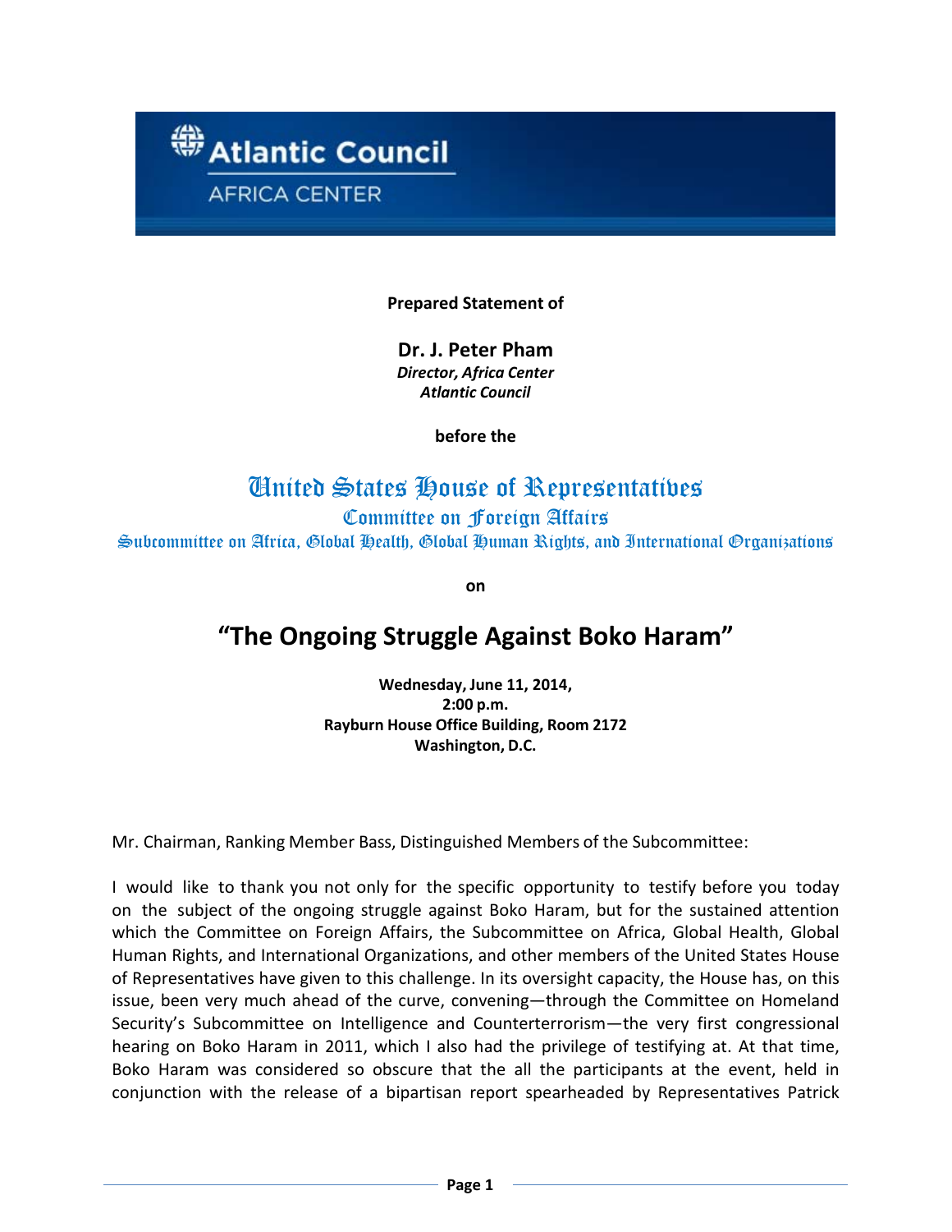Atlantic Council

AFRICA CENTER

**Prepared Statement of**

**Dr. J. Peter Pham**
***Director, Africa Center***
***Atlantic Council***

**before the**

## United States House of Representatives

### Committee on Foreign Affairs

### Subcommittee on Africa, Global Health, Global Human Rights, and International Organizations

**on**

# "The Ongoing Struggle Against Boko Haram"

**Wednesday, June 11, 2014,**
**2:00 p.m.**
**Rayburn House Office Building, Room 2172**
**Washington, D.C.**

Mr. Chairman, Ranking Member Bass, Distinguished Members of the Subcommittee:

I would like to thank you not only for the specific opportunity to testify before you today on the subject of the ongoing struggle against Boko Haram, but for the sustained attention which the Committee on Foreign Affairs, the Subcommittee on Africa, Global Health, Global Human Rights, and International Organizations, and other members of the United States House of Representatives have given to this challenge. In its oversight capacity, the House has, on this issue, been very much ahead of the curve, convening—through the Committee on Homeland Security's Subcommittee on Intelligence and Counterterrorism—the very first congressional hearing on Boko Haram in 2011, which I also had the privilege of testifying at. At that time, Boko Haram was considered so obscure that the all the participants at the event, held in conjunction with the release of a bipartisan report spearheaded by Representatives Patrick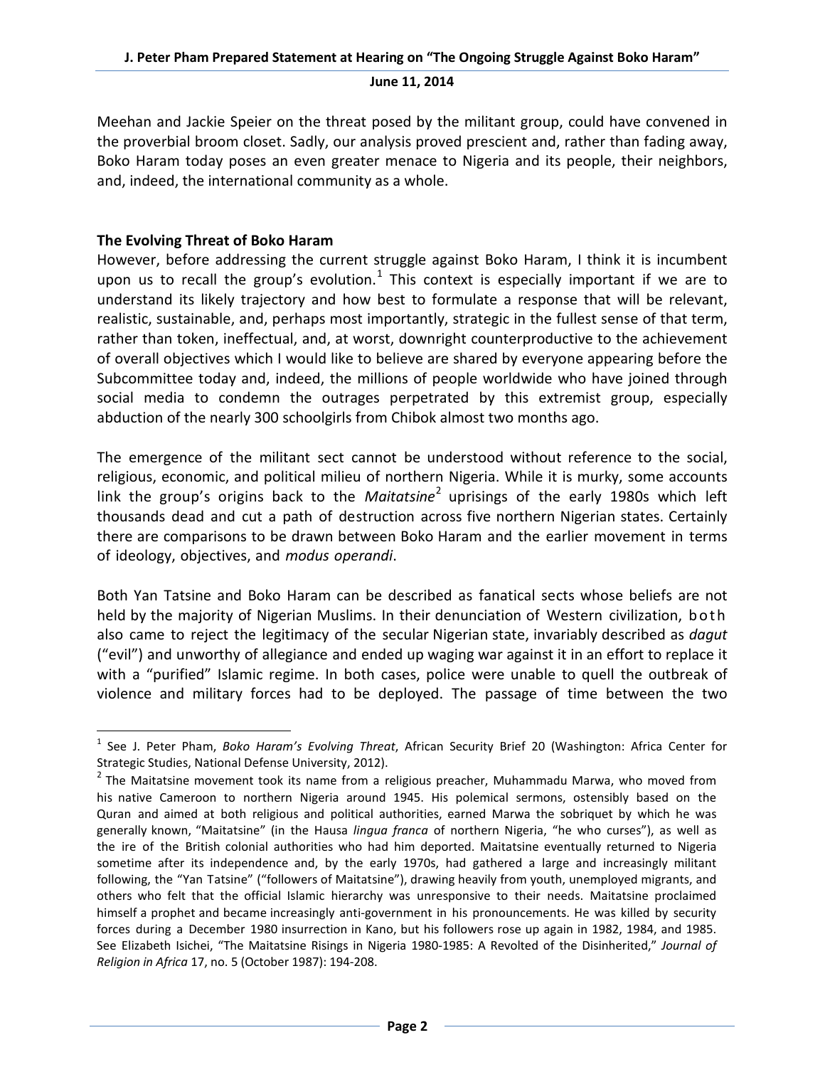Meehan and Jackie Speier on the threat posed by the militant group, could have convened in the proverbial broom closet. Sadly, our analysis proved prescient and, rather than fading away, Boko Haram today poses an even greater menace to Nigeria and its people, their neighbors, and, indeed, the international community as a whole.

**The Evolving Threat of Boko Haram**

However, before addressing the current struggle against Boko Haram, I think it is incumbent upon us to recall the group's evolution.[1] This context is especially important if we are to understand its likely trajectory and how best to formulate a response that will be relevant, realistic, sustainable, and, perhaps most importantly, strategic in the fullest sense of that term, rather than token, ineffectual, and, at worst, downright counterproductive to the achievement of overall objectives which I would like to believe are shared by everyone appearing before the Subcommittee today and, indeed, the millions of people worldwide who have joined through social media to condemn the outrages perpetrated by this extremist group, especially abduction of the nearly 300 schoolgirls from Chibok almost two months ago.

The emergence of the militant sect cannot be understood without reference to the social, religious, economic, and political milieu of northern Nigeria. While it is murky, some accounts link the group's origins back to the *Maitatsine*[2] uprisings of the early 1980s which left thousands dead and cut a path of destruction across five northern Nigerian states. Certainly there are comparisons to be drawn between Boko Haram and the earlier movement in terms of ideology, objectives, and *modus operandi*.

Both Yan Tatsine and Boko Haram can be described as fanatical sects whose beliefs are not held by the majority of Nigerian Muslims. In their denunciation of Western civilization, both also came to reject the legitimacy of the secular Nigerian state, invariably described as *dagut* ("evil") and unworthy of allegiance and ended up waging war against it in an effort to replace it with a "purified" Islamic regime. In both cases, police were unable to quell the outbreak of violence and military forces had to be deployed. The passage of time between the two

---

[1] See J. Peter Pham, *Boko Haram's Evolving Threat*, African Security Brief 20 (Washington: Africa Center for Strategic Studies, National Defense University, 2012).

[2] The Maitatsine movement took its name from a religious preacher, Muhammadu Marwa, who moved from his native Cameroon to northern Nigeria around 1945. His polemical sermons, ostensibly based on the Quran and aimed at both religious and political authorities, earned Marwa the sobriquet by which he was generally known, "Maitatsine" (in the Hausa *lingua franca* of northern Nigeria, "he who curses"), as well as the ire of the British colonial authorities who had him deported. Maitatsine eventually returned to Nigeria sometime after its independence and, by the early 1970s, had gathered a large and increasingly militant following, the "Yan Tatsine" ("followers of Maitatsine"), drawing heavily from youth, unemployed migrants, and others who felt that the official Islamic hierarchy was unresponsive to their needs. Maitatsine proclaimed himself a prophet and became increasingly anti-government in his pronouncements. He was killed by security forces during a December 1980 insurrection in Kano, but his followers rose up again in 1982, 1984, and 1985. See Elizabeth Isichei, "The Maitatsine Risings in Nigeria 1980-1985: A Revolted of the Disinherited," *Journal of Religion in Africa* 17, no. 5 (October 1987): 194-208.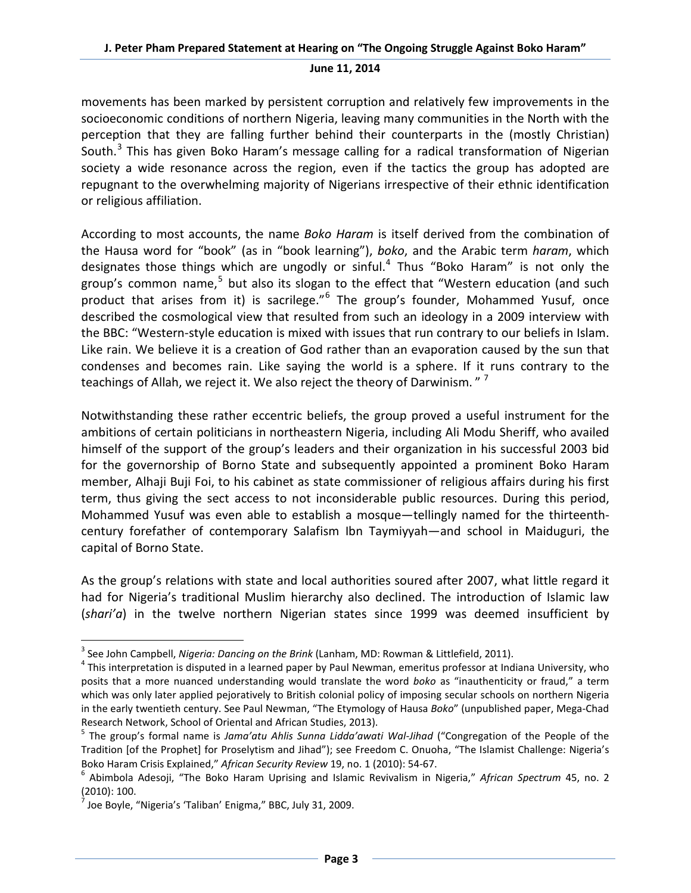movements has been marked by persistent corruption and relatively few improvements in the socioeconomic conditions of northern Nigeria, leaving many communities in the North with the perception that they are falling further behind their counterparts in the (mostly Christian) South.[3] This has given Boko Haram's message calling for a radical transformation of Nigerian society a wide resonance across the region, even if the tactics the group has adopted are repugnant to the overwhelming majority of Nigerians irrespective of their ethnic identification or religious affiliation.

According to most accounts, the name *Boko Haram* is itself derived from the combination of the Hausa word for "book" (as in "book learning"), *boko*, and the Arabic term *haram*, which designates those things which are ungodly or sinful.[4] Thus "Boko Haram" is not only the group's common name,[5] but also its slogan to the effect that "Western education (and such product that arises from it) is sacrilege."[6] The group's founder, Mohammed Yusuf, once described the cosmological view that resulted from such an ideology in a 2009 interview with the BBC: "Western-style education is mixed with issues that run contrary to our beliefs in Islam. Like rain. We believe it is a creation of God rather than an evaporation caused by the sun that condenses and becomes rain. Like saying the world is a sphere. If it runs contrary to the teachings of Allah, we reject it. We also reject the theory of Darwinism. "[7]

Notwithstanding these rather eccentric beliefs, the group proved a useful instrument for the ambitions of certain politicians in northeastern Nigeria, including Ali Modu Sheriff, who availed himself of the support of the group's leaders and their organization in his successful 2003 bid for the governorship of Borno State and subsequently appointed a prominent Boko Haram member, Alhaji Buji Foi, to his cabinet as state commissioner of religious affairs during his first term, thus giving the sect access to not inconsiderable public resources. During this period, Mohammed Yusuf was even able to establish a mosque—tellingly named for the thirteenth-century forefather of contemporary Salafism Ibn Taymiyyah—and school in Maiduguri, the capital of Borno State.

As the group's relations with state and local authorities soured after 2007, what little regard it had for Nigeria's traditional Muslim hierarchy also declined. The introduction of Islamic law (*shari'a*) in the twelve northern Nigerian states since 1999 was deemed insufficient by

---

[3] See John Campbell, *Nigeria: Dancing on the Brink* (Lanham, MD: Rowman & Littlefield, 2011).

[4] This interpretation is disputed in a learned paper by Paul Newman, emeritus professor at Indiana University, who posits that a more nuanced understanding would translate the word *boko* as "inauthenticity or fraud," a term which was only later applied pejoratively to British colonial policy of imposing secular schools on northern Nigeria in the early twentieth century. See Paul Newman, "The Etymology of Hausa *Boko*" (unpublished paper, Mega-Chad Research Network, School of Oriental and African Studies, 2013).

[5] The group's formal name is *Jama'atu Ahlis Sunna Lidda'awati Wal-Jihad* ("Congregation of the People of the Tradition [of the Prophet] for Proselytism and Jihad"); see Freedom C. Onuoha, "The Islamist Challenge: Nigeria's Boko Haram Crisis Explained," *African Security Review* 19, no. 1 (2010): 54-67.

[6] Abimbola Adesoji, "The Boko Haram Uprising and Islamic Revivalism in Nigeria," *African Spectrum* 45, no. 2 (2010): 100.

[7] Joe Boyle, "Nigeria's 'Taliban' Enigma," BBC, July 31, 2009.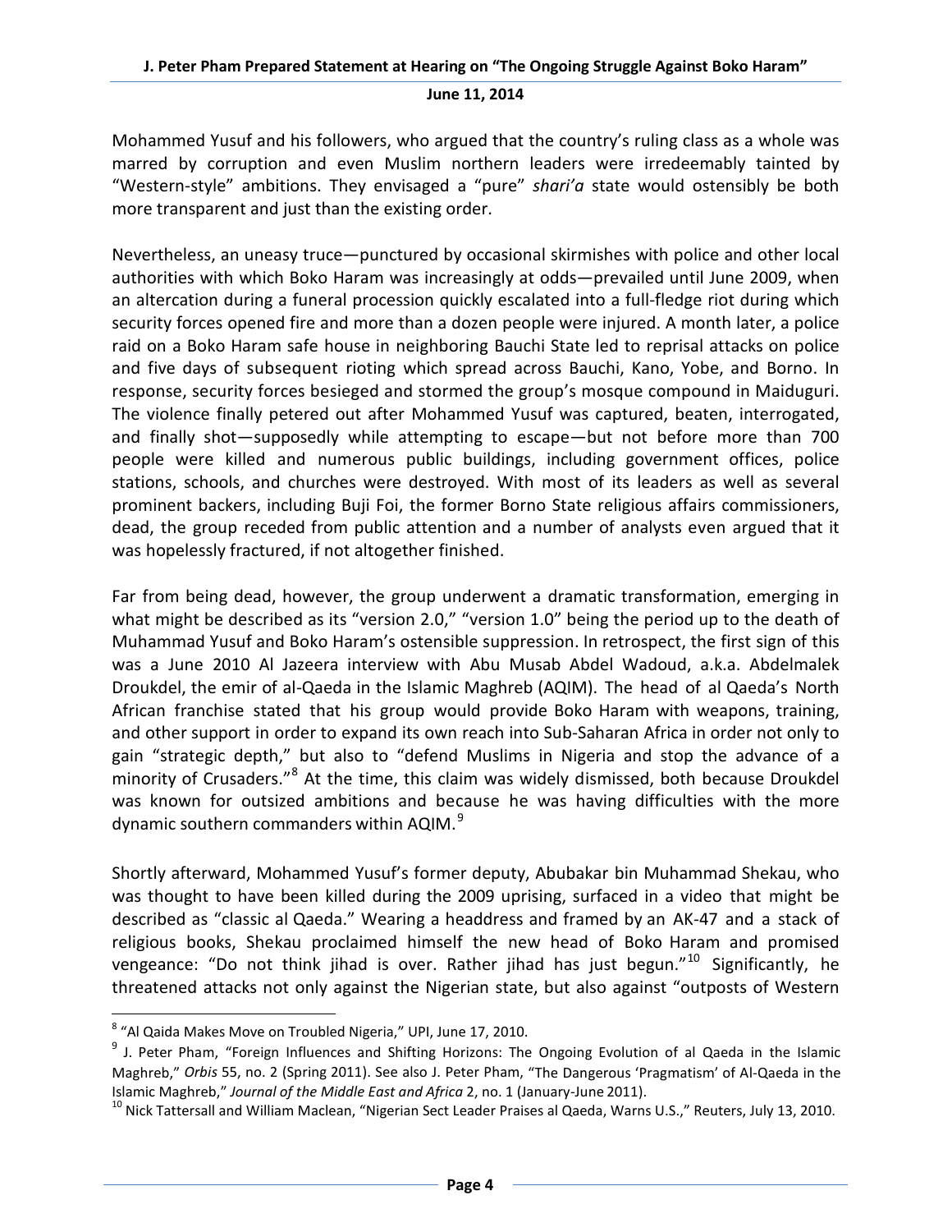Mohammed Yusuf and his followers, who argued that the country's ruling class as a whole was marred by corruption and even Muslim northern leaders were irredeemably tainted by "Western-style" ambitions. They envisaged a "pure" *shari'a* state would ostensibly be both more transparent and just than the existing order.

Nevertheless, an uneasy truce—punctured by occasional skirmishes with police and other local authorities with which Boko Haram was increasingly at odds—prevailed until June 2009, when an altercation during a funeral procession quickly escalated into a full-fledge riot during which security forces opened fire and more than a dozen people were injured. A month later, a police raid on a Boko Haram safe house in neighboring Bauchi State led to reprisal attacks on police and five days of subsequent rioting which spread across Bauchi, Kano, Yobe, and Borno. In response, security forces besieged and stormed the group's mosque compound in Maiduguri. The violence finally petered out after Mohammed Yusuf was captured, beaten, interrogated, and finally shot—supposedly while attempting to escape—but not before more than 700 people were killed and numerous public buildings, including government offices, police stations, schools, and churches were destroyed. With most of its leaders as well as several prominent backers, including Buji Foi, the former Borno State religious affairs commissioners, dead, the group receded from public attention and a number of analysts even argued that it was hopelessly fractured, if not altogether finished.

Far from being dead, however, the group underwent a dramatic transformation, emerging in what might be described as its "version 2.0," "version 1.0" being the period up to the death of Muhammad Yusuf and Boko Haram's ostensible suppression. In retrospect, the first sign of this was a June 2010 Al Jazeera interview with Abu Musab Abdel Wadoud, a.k.a. Abdelmalek Droukdel, the emir of al-Qaeda in the Islamic Maghreb (AQIM). The head of al Qaeda's North African franchise stated that his group would provide Boko Haram with weapons, training, and other support in order to expand its own reach into Sub-Saharan Africa in order not only to gain "strategic depth," but also to "defend Muslims in Nigeria and stop the advance of a minority of Crusaders."[8] At the time, this claim was widely dismissed, both because Droukdel was known for outsized ambitions and because he was having difficulties with the more dynamic southern commanders within AQIM.[9]

Shortly afterward, Mohammed Yusuf's former deputy, Abubakar bin Muhammad Shekau, who was thought to have been killed during the 2009 uprising, surfaced in a video that might be described as "classic al Qaeda." Wearing a headdress and framed by an AK-47 and a stack of religious books, Shekau proclaimed himself the new head of Boko Haram and promised vengeance: "Do not think jihad is over. Rather jihad has just begun."[10] Significantly, he threatened attacks not only against the Nigerian state, but also against "outposts of Western

---

[8] "Al Qaida Makes Move on Troubled Nigeria," UPI, June 17, 2010.

[9] J. Peter Pham, "Foreign Influences and Shifting Horizons: The Ongoing Evolution of al Qaeda in the Islamic Maghreb," *Orbis* 55, no. 2 (Spring 2011). See also J. Peter Pham, "The Dangerous 'Pragmatism' of Al-Qaeda in the Islamic Maghreb," *Journal of the Middle East and Africa* 2, no. 1 (January-June 2011).

[10] Nick Tattersall and William Maclean, "Nigerian Sect Leader Praises al Qaeda, Warns U.S.," Reuters, July 13, 2010.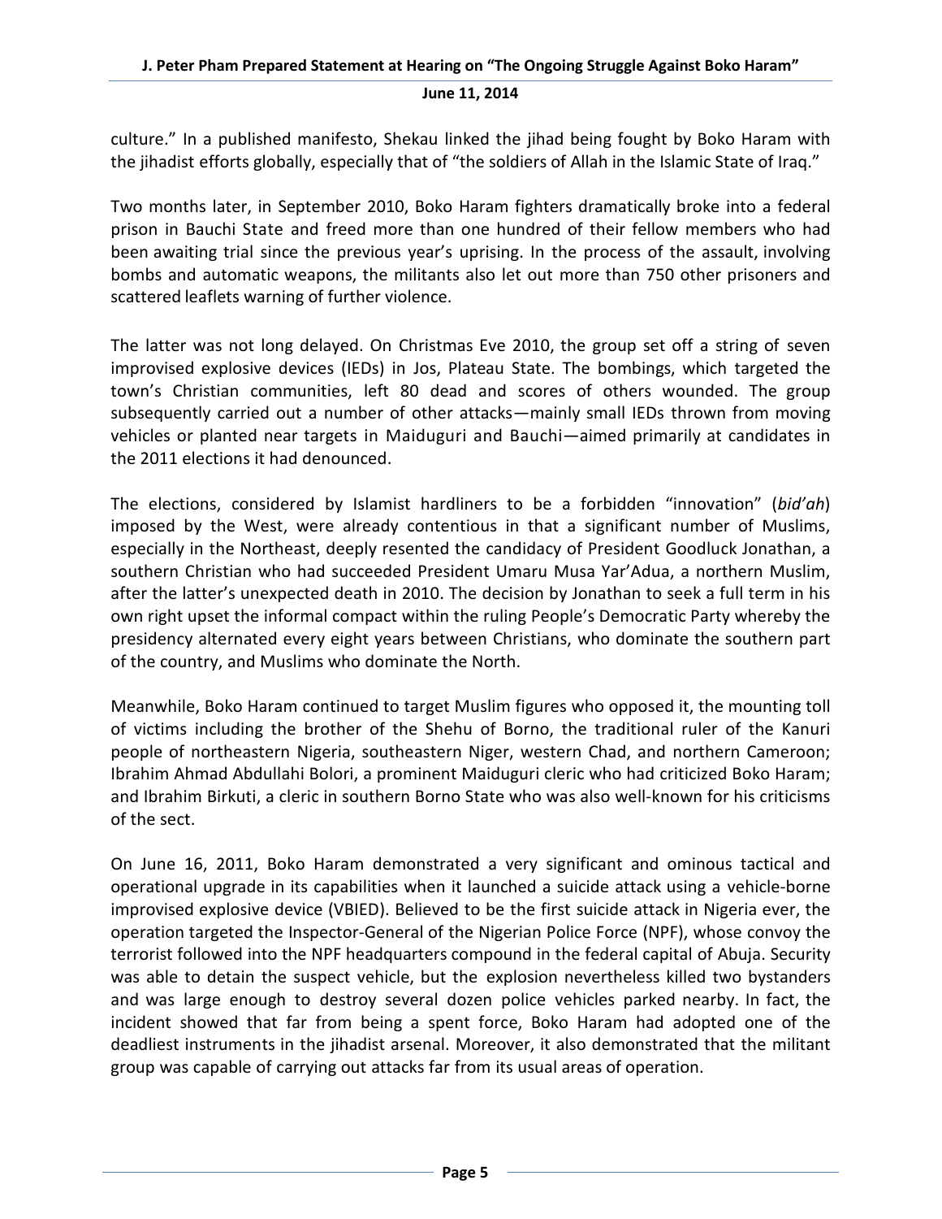culture." In a published manifesto, Shekau linked the jihad being fought by Boko Haram with the jihadist efforts globally, especially that of "the soldiers of Allah in the Islamic State of Iraq."

Two months later, in September 2010, Boko Haram fighters dramatically broke into a federal prison in Bauchi State and freed more than one hundred of their fellow members who had been awaiting trial since the previous year's uprising. In the process of the assault, involving bombs and automatic weapons, the militants also let out more than 750 other prisoners and scattered leaflets warning of further violence.

The latter was not long delayed. On Christmas Eve 2010, the group set off a string of seven improvised explosive devices (IEDs) in Jos, Plateau State. The bombings, which targeted the town's Christian communities, left 80 dead and scores of others wounded. The group subsequently carried out a number of other attacks—mainly small IEDs thrown from moving vehicles or planted near targets in Maiduguri and Bauchi—aimed primarily at candidates in the 2011 elections it had denounced.

The elections, considered by Islamist hardliners to be a forbidden "innovation" (*bid'ah*) imposed by the West, were already contentious in that a significant number of Muslims, especially in the Northeast, deeply resented the candidacy of President Goodluck Jonathan, a southern Christian who had succeeded President Umaru Musa Yar'Adua, a northern Muslim, after the latter's unexpected death in 2010. The decision by Jonathan to seek a full term in his own right upset the informal compact within the ruling People's Democratic Party whereby the presidency alternated every eight years between Christians, who dominate the southern part of the country, and Muslims who dominate the North.

Meanwhile, Boko Haram continued to target Muslim figures who opposed it, the mounting toll of victims including the brother of the Shehu of Borno, the traditional ruler of the Kanuri people of northeastern Nigeria, southeastern Niger, western Chad, and northern Cameroon; Ibrahim Ahmad Abdullahi Bolori, a prominent Maiduguri cleric who had criticized Boko Haram; and Ibrahim Birkuti, a cleric in southern Borno State who was also well-known for his criticisms of the sect.

On June 16, 2011, Boko Haram demonstrated a very significant and ominous tactical and operational upgrade in its capabilities when it launched a suicide attack using a vehicle-borne improvised explosive device (VBIED). Believed to be the first suicide attack in Nigeria ever, the operation targeted the Inspector-General of the Nigerian Police Force (NPF), whose convoy the terrorist followed into the NPF headquarters compound in the federal capital of Abuja. Security was able to detain the suspect vehicle, but the explosion nevertheless killed two bystanders and was large enough to destroy several dozen police vehicles parked nearby. In fact, the incident showed that far from being a spent force, Boko Haram had adopted one of the deadliest instruments in the jihadist arsenal. Moreover, it also demonstrated that the militant group was capable of carrying out attacks far from its usual areas of operation.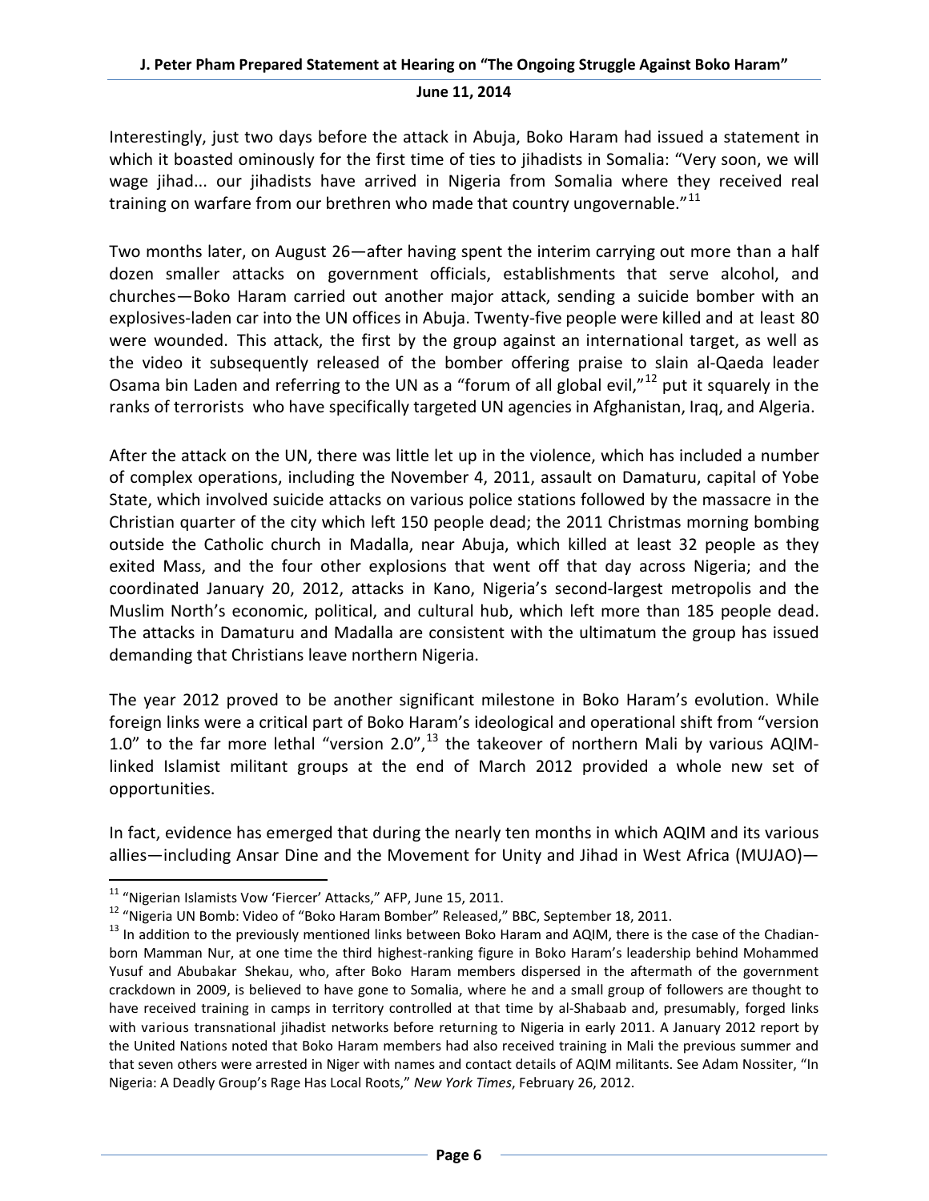Interestingly, just two days before the attack in Abuja, Boko Haram had issued a statement in which it boasted ominously for the first time of ties to jihadists in Somalia: "Very soon, we will wage jihad... our jihadists have arrived in Nigeria from Somalia where they received real training on warfare from our brethren who made that country ungovernable."[11]

Two months later, on August 26—after having spent the interim carrying out more than a half dozen smaller attacks on government officials, establishments that serve alcohol, and churches—Boko Haram carried out another major attack, sending a suicide bomber with an explosives-laden car into the UN offices in Abuja. Twenty-five people were killed and at least 80 were wounded. This attack, the first by the group against an international target, as well as the video it subsequently released of the bomber offering praise to slain al-Qaeda leader Osama bin Laden and referring to the UN as a "forum of all global evil,"[12] put it squarely in the ranks of terrorists who have specifically targeted UN agencies in Afghanistan, Iraq, and Algeria.

After the attack on the UN, there was little let up in the violence, which has included a number of complex operations, including the November 4, 2011, assault on Damaturu, capital of Yobe State, which involved suicide attacks on various police stations followed by the massacre in the Christian quarter of the city which left 150 people dead; the 2011 Christmas morning bombing outside the Catholic church in Madalla, near Abuja, which killed at least 32 people as they exited Mass, and the four other explosions that went off that day across Nigeria; and the coordinated January 20, 2012, attacks in Kano, Nigeria's second-largest metropolis and the Muslim North's economic, political, and cultural hub, which left more than 185 people dead. The attacks in Damaturu and Madalla are consistent with the ultimatum the group has issued demanding that Christians leave northern Nigeria.

The year 2012 proved to be another significant milestone in Boko Haram's evolution. While foreign links were a critical part of Boko Haram's ideological and operational shift from "version 1.0" to the far more lethal "version 2.0",[13] the takeover of northern Mali by various AQIM-linked Islamist militant groups at the end of March 2012 provided a whole new set of opportunities.

In fact, evidence has emerged that during the nearly ten months in which AQIM and its various allies—including Ansar Dine and the Movement for Unity and Jihad in West Africa (MUJAO)—

---

[11] "Nigerian Islamists Vow 'Fiercer' Attacks," AFP, June 15, 2011.

[12] "Nigeria UN Bomb: Video of "Boko Haram Bomber" Released," BBC, September 18, 2011.

[13] In addition to the previously mentioned links between Boko Haram and AQIM, there is the case of the Chadian-born Mamman Nur, at one time the third highest-ranking figure in Boko Haram's leadership behind Mohammed Yusuf and Abubakar Shekau, who, after Boko Haram members dispersed in the aftermath of the government crackdown in 2009, is believed to have gone to Somalia, where he and a small group of followers are thought to have received training in camps in territory controlled at that time by al-Shabaab and, presumably, forged links with various transnational jihadist networks before returning to Nigeria in early 2011. A January 2012 report by the United Nations noted that Boko Haram members had also received training in Mali the previous summer and that seven others were arrested in Niger with names and contact details of AQIM militants. See Adam Nossiter, "In Nigeria: A Deadly Group's Rage Has Local Roots," *New York Times*, February 26, 2012.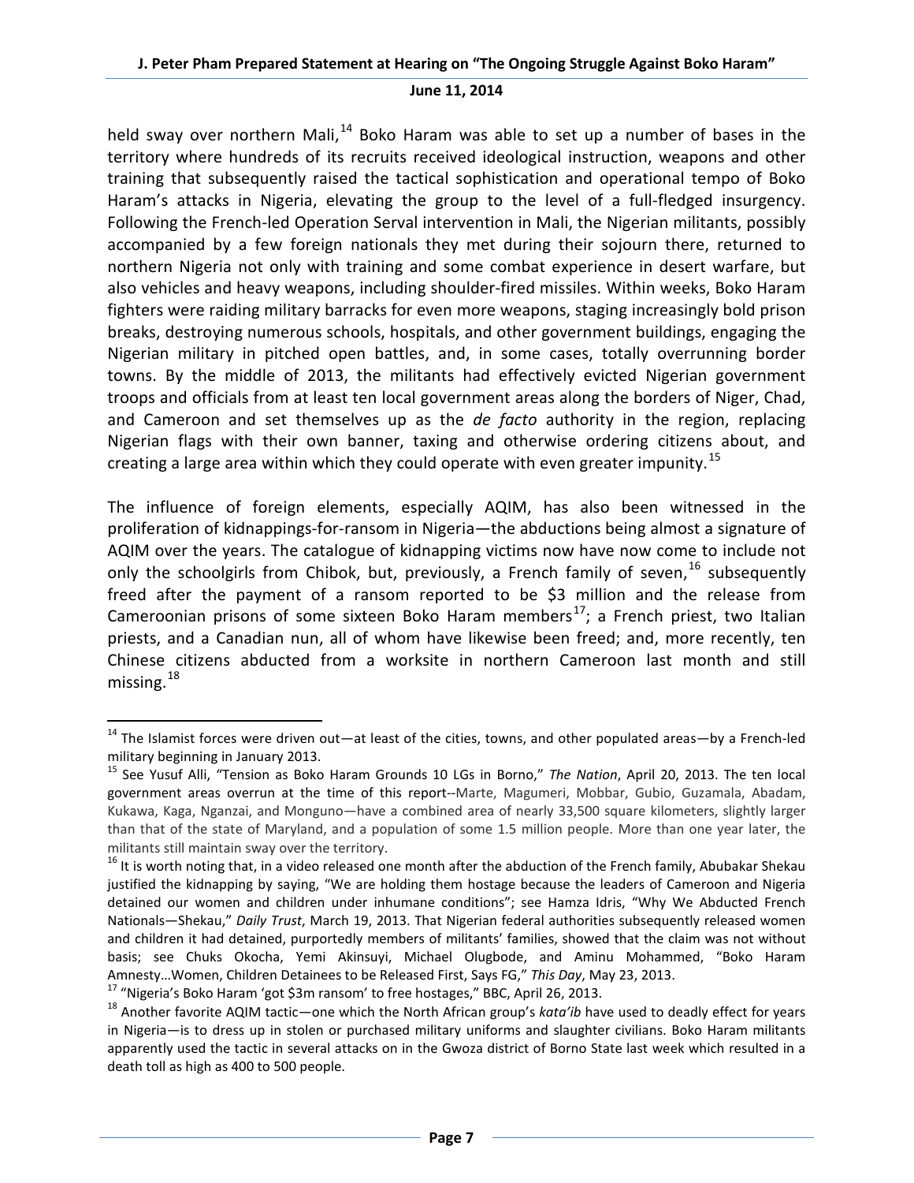held sway over northern Mali,[14] Boko Haram was able to set up a number of bases in the territory where hundreds of its recruits received ideological instruction, weapons and other training that subsequently raised the tactical sophistication and operational tempo of Boko Haram's attacks in Nigeria, elevating the group to the level of a full-fledged insurgency. Following the French-led Operation Serval intervention in Mali, the Nigerian militants, possibly accompanied by a few foreign nationals they met during their sojourn there, returned to northern Nigeria not only with training and some combat experience in desert warfare, but also vehicles and heavy weapons, including shoulder-fired missiles. Within weeks, Boko Haram fighters were raiding military barracks for even more weapons, staging increasingly bold prison breaks, destroying numerous schools, hospitals, and other government buildings, engaging the Nigerian military in pitched open battles, and, in some cases, totally overrunning border towns. By the middle of 2013, the militants had effectively evicted Nigerian government troops and officials from at least ten local government areas along the borders of Niger, Chad, and Cameroon and set themselves up as the *de facto* authority in the region, replacing Nigerian flags with their own banner, taxing and otherwise ordering citizens about, and creating a large area within which they could operate with even greater impunity.[15]

The influence of foreign elements, especially AQIM, has also been witnessed in the proliferation of kidnappings-for-ransom in Nigeria—the abductions being almost a signature of AQIM over the years. The catalogue of kidnapping victims now have now come to include not only the schoolgirls from Chibok, but, previously, a French family of seven,[16] subsequently freed after the payment of a ransom reported to be $3 million and the release from Cameroonian prisons of some sixteen Boko Haram members[17]; a French priest, two Italian priests, and a Canadian nun, all of whom have likewise been freed; and, more recently, ten Chinese citizens abducted from a worksite in northern Cameroon last month and still missing.[18]

---

[14] The Islamist forces were driven out—at least of the cities, towns, and other populated areas—by a French-led military beginning in January 2013.

[15] See Yusuf Alli, "Tension as Boko Haram Grounds 10 LGs in Borno," *The Nation*, April 20, 2013. The ten local government areas overrun at the time of this report--Marte, Magumeri, Mobbar, Gubio, Guzamala, Abadam, Kukawa, Kaga, Nganzai, and Monguno—have a combined area of nearly 33,500 square kilometers, slightly larger than that of the state of Maryland, and a population of some 1.5 million people. More than one year later, the militants still maintain sway over the territory.

[16] It is worth noting that, in a video released one month after the abduction of the French family, Abubakar Shekau justified the kidnapping by saying, "We are holding them hostage because the leaders of Cameroon and Nigeria detained our women and children under inhumane conditions"; see Hamza Idris, "Why We Abducted French Nationals—Shekau," *Daily Trust*, March 19, 2013. That Nigerian federal authorities subsequently released women and children it had detained, purportedly members of militants' families, showed that the claim was not without basis; see Chuks Okocha, Yemi Akinsuyi, Michael Olugbode, and Aminu Mohammed, "Boko Haram Amnesty…Women, Children Detainees to be Released First, Says FG," *This Day*, May 23, 2013.

[17] "Nigeria's Boko Haram 'got $3m ransom' to free hostages," BBC, April 26, 2013.

[18] Another favorite AQIM tactic—one which the North African group's *kata'ib* have used to deadly effect for years in Nigeria—is to dress up in stolen or purchased military uniforms and slaughter civilians. Boko Haram militants apparently used the tactic in several attacks on in the Gwoza district of Borno State last week which resulted in a death toll as high as 400 to 500 people.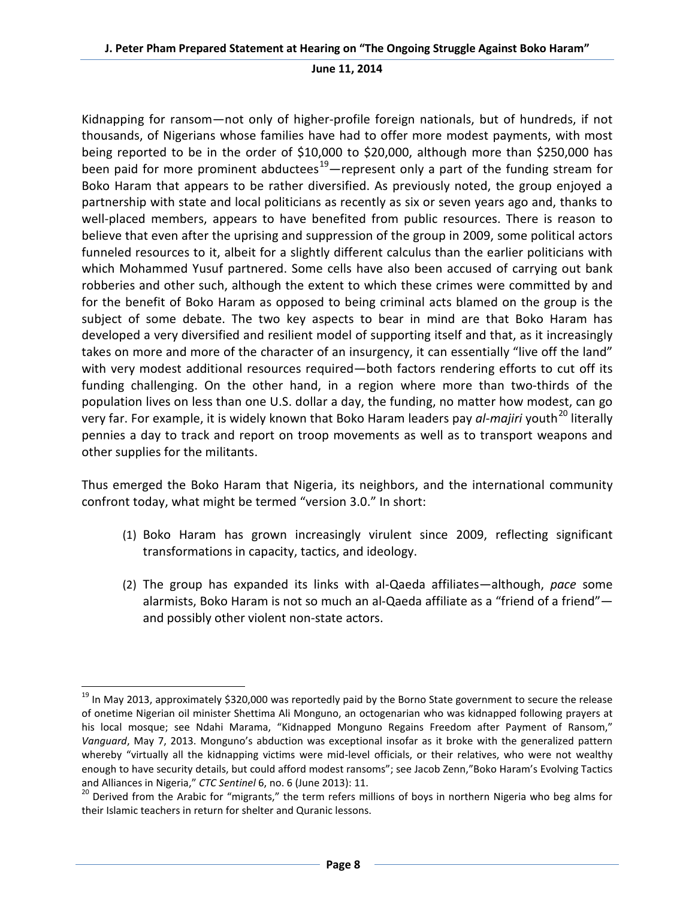Kidnapping for ransom—not only of higher-profile foreign nationals, but of hundreds, if not thousands, of Nigerians whose families have had to offer more modest payments, with most being reported to be in the order of $10,000 to $20,000, although more than $250,000 has been paid for more prominent abductees[19]—represent only a part of the funding stream for Boko Haram that appears to be rather diversified. As previously noted, the group enjoyed a partnership with state and local politicians as recently as six or seven years ago and, thanks to well-placed members, appears to have benefited from public resources. There is reason to believe that even after the uprising and suppression of the group in 2009, some political actors funneled resources to it, albeit for a slightly different calculus than the earlier politicians with which Mohammed Yusuf partnered. Some cells have also been accused of carrying out bank robberies and other such, although the extent to which these crimes were committed by and for the benefit of Boko Haram as opposed to being criminal acts blamed on the group is the subject of some debate. The two key aspects to bear in mind are that Boko Haram has developed a very diversified and resilient model of supporting itself and that, as it increasingly takes on more and more of the character of an insurgency, it can essentially "live off the land" with very modest additional resources required—both factors rendering efforts to cut off its funding challenging. On the other hand, in a region where more than two-thirds of the population lives on less than one U.S. dollar a day, the funding, no matter how modest, can go very far. For example, it is widely known that Boko Haram leaders pay *al-majiri* youth[20] literally pennies a day to track and report on troop movements as well as to transport weapons and other supplies for the militants.

Thus emerged the Boko Haram that Nigeria, its neighbors, and the international community confront today, what might be termed "version 3.0." In short:

(1) Boko Haram has grown increasingly virulent since 2009, reflecting significant transformations in capacity, tactics, and ideology.

(2) The group has expanded its links with al-Qaeda affiliates—although, *pace* some alarmists, Boko Haram is not so much an al-Qaeda affiliate as a "friend of a friend"—and possibly other violent non-state actors.

---

[19] In May 2013, approximately $320,000 was reportedly paid by the Borno State government to secure the release of onetime Nigerian oil minister Shettima Ali Monguno, an octogenarian who was kidnapped following prayers at his local mosque; see Ndahi Marama, "Kidnapped Monguno Regains Freedom after Payment of Ransom," *Vanguard*, May 7, 2013. Monguno's abduction was exceptional insofar as it broke with the generalized pattern whereby "virtually all the kidnapping victims were mid-level officials, or their relatives, who were not wealthy enough to have security details, but could afford modest ransoms"; see Jacob Zenn,"Boko Haram's Evolving Tactics and Alliances in Nigeria," *CTC Sentinel* 6, no. 6 (June 2013): 11.

[20] Derived from the Arabic for "migrants," the term refers millions of boys in northern Nigeria who beg alms for their Islamic teachers in return for shelter and Quranic lessons.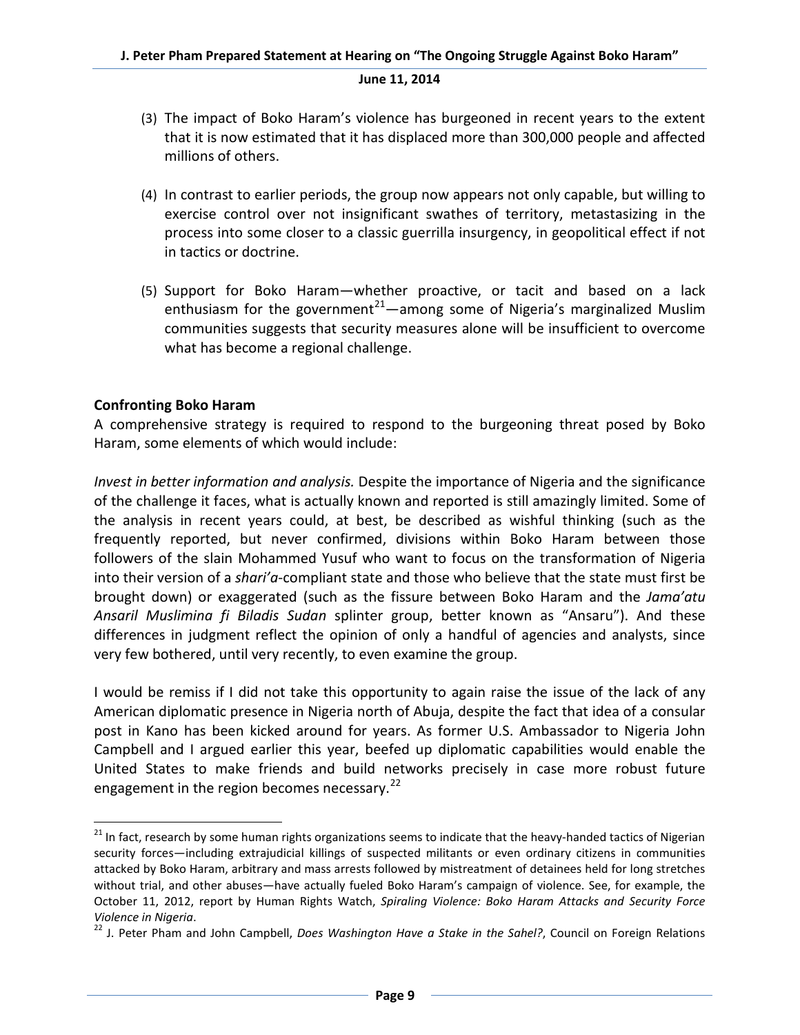(3) The impact of Boko Haram's violence has burgeoned in recent years to the extent that it is now estimated that it has displaced more than 300,000 people and affected millions of others.

(4) In contrast to earlier periods, the group now appears not only capable, but willing to exercise control over not insignificant swathes of territory, metastasizing in the process into some closer to a classic guerrilla insurgency, in geopolitical effect if not in tactics or doctrine.

(5) Support for Boko Haram—whether proactive, or tacit and based on a lack enthusiasm for the government[21]—among some of Nigeria's marginalized Muslim communities suggests that security measures alone will be insufficient to overcome what has become a regional challenge.

**Confronting Boko Haram**

A comprehensive strategy is required to respond to the burgeoning threat posed by Boko Haram, some elements of which would include:

*Invest in better information and analysis.* Despite the importance of Nigeria and the significance of the challenge it faces, what is actually known and reported is still amazingly limited. Some of the analysis in recent years could, at best, be described as wishful thinking (such as the frequently reported, but never confirmed, divisions within Boko Haram between those followers of the slain Mohammed Yusuf who want to focus on the transformation of Nigeria into their version of a *shari'a*-compliant state and those who believe that the state must first be brought down) or exaggerated (such as the fissure between Boko Haram and the *Jama'atu Ansaril Muslimina fi Biladis Sudan* splinter group, better known as "Ansaru"). And these differences in judgment reflect the opinion of only a handful of agencies and analysts, since very few bothered, until very recently, to even examine the group.

I would be remiss if I did not take this opportunity to again raise the issue of the lack of any American diplomatic presence in Nigeria north of Abuja, despite the fact that idea of a consular post in Kano has been kicked around for years. As former U.S. Ambassador to Nigeria John Campbell and I argued earlier this year, beefed up diplomatic capabilities would enable the United States to make friends and build networks precisely in case more robust future engagement in the region becomes necessary.[22]

---

[21] In fact, research by some human rights organizations seems to indicate that the heavy-handed tactics of Nigerian security forces—including extrajudicial killings of suspected militants or even ordinary citizens in communities attacked by Boko Haram, arbitrary and mass arrests followed by mistreatment of detainees held for long stretches without trial, and other abuses—have actually fueled Boko Haram's campaign of violence. See, for example, the October 11, 2012, report by Human Rights Watch, *Spiraling Violence: Boko Haram Attacks and Security Force Violence in Nigeria*.

[22] J. Peter Pham and John Campbell, *Does Washington Have a Stake in the Sahel?*, Council on Foreign Relations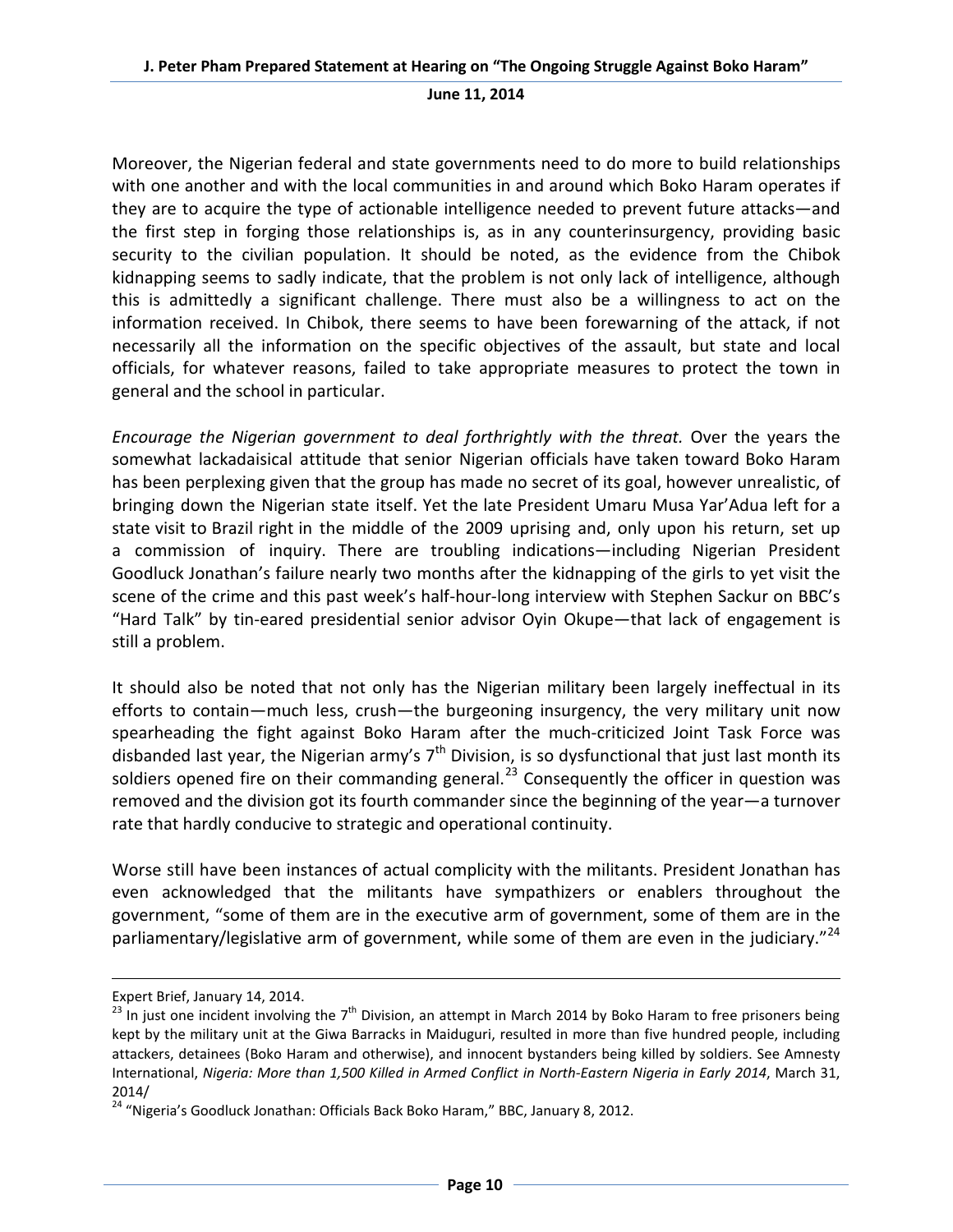Moreover, the Nigerian federal and state governments need to do more to build relationships with one another and with the local communities in and around which Boko Haram operates if they are to acquire the type of actionable intelligence needed to prevent future attacks—and the first step in forging those relationships is, as in any counterinsurgency, providing basic security to the civilian population. It should be noted, as the evidence from the Chibok kidnapping seems to sadly indicate, that the problem is not only lack of intelligence, although this is admittedly a significant challenge. There must also be a willingness to act on the information received. In Chibok, there seems to have been forewarning of the attack, if not necessarily all the information on the specific objectives of the assault, but state and local officials, for whatever reasons, failed to take appropriate measures to protect the town in general and the school in particular.

*Encourage the Nigerian government to deal forthrightly with the threat.* Over the years the somewhat lackadaisical attitude that senior Nigerian officials have taken toward Boko Haram has been perplexing given that the group has made no secret of its goal, however unrealistic, of bringing down the Nigerian state itself. Yet the late President Umaru Musa Yar'Adua left for a state visit to Brazil right in the middle of the 2009 uprising and, only upon his return, set up a commission of inquiry. There are troubling indications—including Nigerian President Goodluck Jonathan's failure nearly two months after the kidnapping of the girls to yet visit the scene of the crime and this past week's half-hour-long interview with Stephen Sackur on BBC's "Hard Talk" by tin-eared presidential senior advisor Oyin Okupe—that lack of engagement is still a problem.

It should also be noted that not only has the Nigerian military been largely ineffectual in its efforts to contain—much less, crush—the burgeoning insurgency, the very military unit now spearheading the fight against Boko Haram after the much-criticized Joint Task Force was disbanded last year, the Nigerian army's 7th Division, is so dysfunctional that just last month its soldiers opened fire on their commanding general.[23] Consequently the officer in question was removed and the division got its fourth commander since the beginning of the year—a turnover rate that hardly conducive to strategic and operational continuity.

Worse still have been instances of actual complicity with the militants. President Jonathan has even acknowledged that the militants have sympathizers or enablers throughout the government, "some of them are in the executive arm of government, some of them are in the parliamentary/legislative arm of government, while some of them are even in the judiciary."[24]

---

Expert Brief, January 14, 2014.

[23] In just one incident involving the 7th Division, an attempt in March 2014 by Boko Haram to free prisoners being kept by the military unit at the Giwa Barracks in Maiduguri, resulted in more than five hundred people, including attackers, detainees (Boko Haram and otherwise), and innocent bystanders being killed by soldiers. See Amnesty International, *Nigeria: More than 1,500 Killed in Armed Conflict in North-Eastern Nigeria in Early 2014*, March 31, 2014/

[24] "Nigeria's Goodluck Jonathan: Officials Back Boko Haram," BBC, January 8, 2012.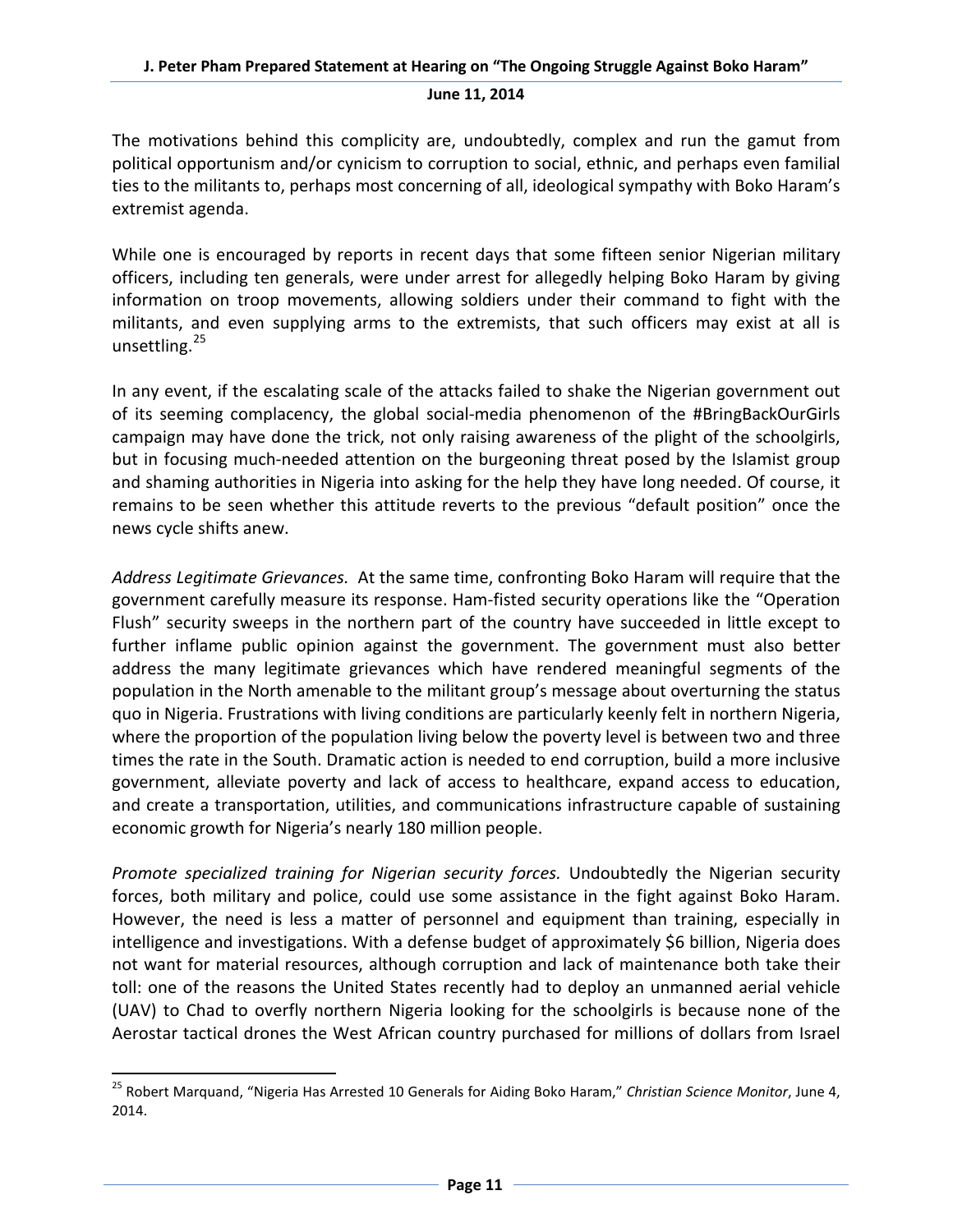The motivations behind this complicity are, undoubtedly, complex and run the gamut from political opportunism and/or cynicism to corruption to social, ethnic, and perhaps even familial ties to the militants to, perhaps most concerning of all, ideological sympathy with Boko Haram's extremist agenda.

While one is encouraged by reports in recent days that some fifteen senior Nigerian military officers, including ten generals, were under arrest for allegedly helping Boko Haram by giving information on troop movements, allowing soldiers under their command to fight with the militants, and even supplying arms to the extremists, that such officers may exist at all is unsettling.[25]

In any event, if the escalating scale of the attacks failed to shake the Nigerian government out of its seeming complacency, the global social-media phenomenon of the #BringBackOurGirls campaign may have done the trick, not only raising awareness of the plight of the schoolgirls, but in focusing much-needed attention on the burgeoning threat posed by the Islamist group and shaming authorities in Nigeria into asking for the help they have long needed. Of course, it remains to be seen whether this attitude reverts to the previous "default position" once the news cycle shifts anew.

*Address Legitimate Grievances.* At the same time, confronting Boko Haram will require that the government carefully measure its response. Ham-fisted security operations like the "Operation Flush" security sweeps in the northern part of the country have succeeded in little except to further inflame public opinion against the government. The government must also better address the many legitimate grievances which have rendered meaningful segments of the population in the North amenable to the militant group's message about overturning the status quo in Nigeria. Frustrations with living conditions are particularly keenly felt in northern Nigeria, where the proportion of the population living below the poverty level is between two and three times the rate in the South. Dramatic action is needed to end corruption, build a more inclusive government, alleviate poverty and lack of access to healthcare, expand access to education, and create a transportation, utilities, and communications infrastructure capable of sustaining economic growth for Nigeria's nearly 180 million people.

*Promote specialized training for Nigerian security forces.* Undoubtedly the Nigerian security forces, both military and police, could use some assistance in the fight against Boko Haram. However, the need is less a matter of personnel and equipment than training, especially in intelligence and investigations. With a defense budget of approximately $6 billion, Nigeria does not want for material resources, although corruption and lack of maintenance both take their toll: one of the reasons the United States recently had to deploy an unmanned aerial vehicle (UAV) to Chad to overfly northern Nigeria looking for the schoolgirls is because none of the Aerostar tactical drones the West African country purchased for millions of dollars from Israel

---

[25] Robert Marquand, "Nigeria Has Arrested 10 Generals for Aiding Boko Haram," *Christian Science Monitor*, June 4, 2014.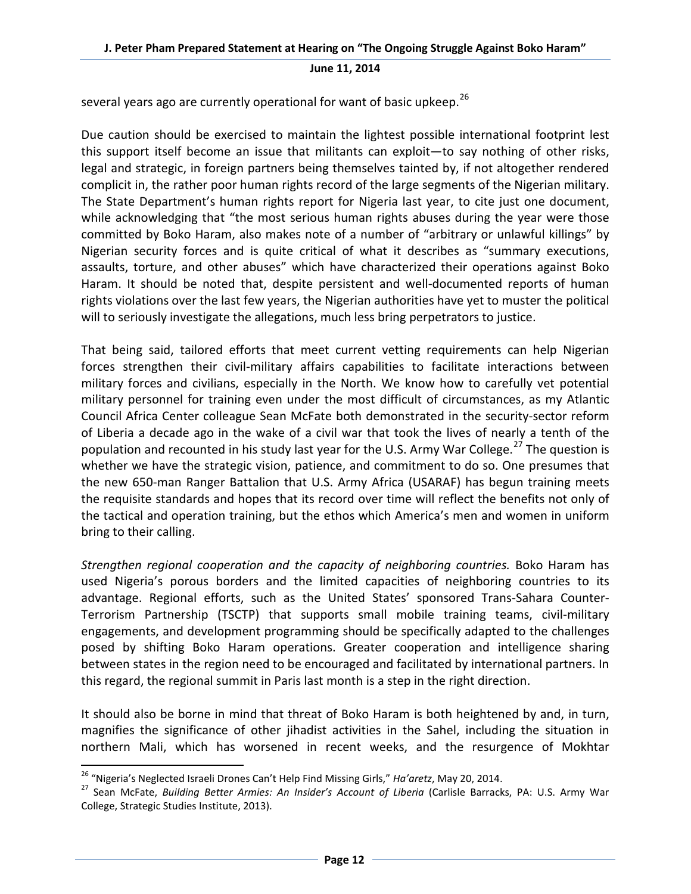several years ago are currently operational for want of basic upkeep.[26]

Due caution should be exercised to maintain the lightest possible international footprint lest this support itself become an issue that militants can exploit—to say nothing of other risks, legal and strategic, in foreign partners being themselves tainted by, if not altogether rendered complicit in, the rather poor human rights record of the large segments of the Nigerian military. The State Department's human rights report for Nigeria last year, to cite just one document, while acknowledging that "the most serious human rights abuses during the year were those committed by Boko Haram, also makes note of a number of "arbitrary or unlawful killings" by Nigerian security forces and is quite critical of what it describes as "summary executions, assaults, torture, and other abuses" which have characterized their operations against Boko Haram. It should be noted that, despite persistent and well-documented reports of human rights violations over the last few years, the Nigerian authorities have yet to muster the political will to seriously investigate the allegations, much less bring perpetrators to justice.

That being said, tailored efforts that meet current vetting requirements can help Nigerian forces strengthen their civil-military affairs capabilities to facilitate interactions between military forces and civilians, especially in the North. We know how to carefully vet potential military personnel for training even under the most difficult of circumstances, as my Atlantic Council Africa Center colleague Sean McFate both demonstrated in the security-sector reform of Liberia a decade ago in the wake of a civil war that took the lives of nearly a tenth of the population and recounted in his study last year for the U.S. Army War College.[27] The question is whether we have the strategic vision, patience, and commitment to do so. One presumes that the new 650-man Ranger Battalion that U.S. Army Africa (USARAF) has begun training meets the requisite standards and hopes that its record over time will reflect the benefits not only of the tactical and operation training, but the ethos which America's men and women in uniform bring to their calling.

*Strengthen regional cooperation and the capacity of neighboring countries.* Boko Haram has used Nigeria's porous borders and the limited capacities of neighboring countries to its advantage. Regional efforts, such as the United States' sponsored Trans-Sahara Counter-Terrorism Partnership (TSCTP) that supports small mobile training teams, civil-military engagements, and development programming should be specifically adapted to the challenges posed by shifting Boko Haram operations. Greater cooperation and intelligence sharing between states in the region need to be encouraged and facilitated by international partners. In this regard, the regional summit in Paris last month is a step in the right direction.

It should also be borne in mind that threat of Boko Haram is both heightened by and, in turn, magnifies the significance of other jihadist activities in the Sahel, including the situation in northern Mali, which has worsened in recent weeks, and the resurgence of Mokhtar

---

[26] "Nigeria's Neglected Israeli Drones Can't Help Find Missing Girls," *Ha'aretz*, May 20, 2014.

[27] Sean McFate, *Building Better Armies: An Insider's Account of Liberia* (Carlisle Barracks, PA: U.S. Army War College, Strategic Studies Institute, 2013).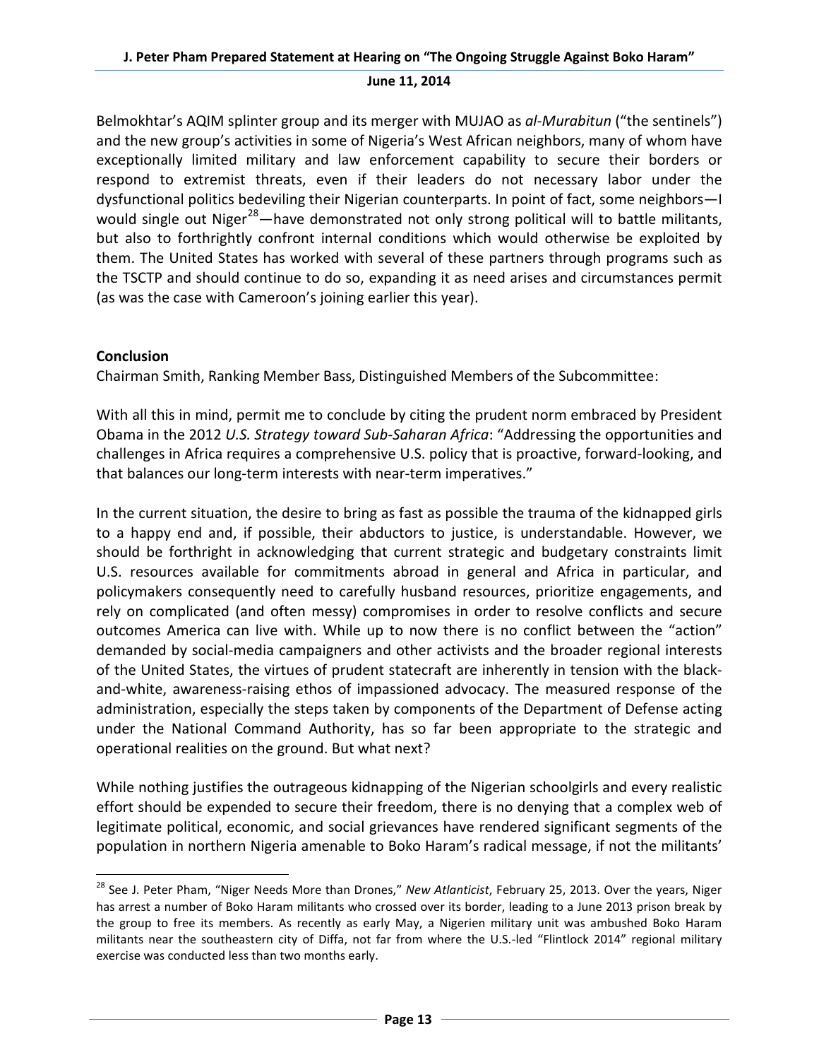Belmokhtar's AQIM splinter group and its merger with MUJAO as *al-Murabitun* ("the sentinels") and the new group's activities in some of Nigeria's West African neighbors, many of whom have exceptionally limited military and law enforcement capability to secure their borders or respond to extremist threats, even if their leaders do not necessary labor under the dysfunctional politics bedeviling their Nigerian counterparts. In point of fact, some neighbors—I would single out Niger[28]—have demonstrated not only strong political will to battle militants, but also to forthrightly confront internal conditions which would otherwise be exploited by them. The United States has worked with several of these partners through programs such as the TSCTP and should continue to do so, expanding it as need arises and circumstances permit (as was the case with Cameroon's joining earlier this year).

**Conclusion**

Chairman Smith, Ranking Member Bass, Distinguished Members of the Subcommittee:

With all this in mind, permit me to conclude by citing the prudent norm embraced by President Obama in the 2012 *U.S. Strategy toward Sub-Saharan Africa*: "Addressing the opportunities and challenges in Africa requires a comprehensive U.S. policy that is proactive, forward-looking, and that balances our long-term interests with near-term imperatives."

In the current situation, the desire to bring as fast as possible the trauma of the kidnapped girls to a happy end and, if possible, their abductors to justice, is understandable. However, we should be forthright in acknowledging that current strategic and budgetary constraints limit U.S. resources available for commitments abroad in general and Africa in particular, and policymakers consequently need to carefully husband resources, prioritize engagements, and rely on complicated (and often messy) compromises in order to resolve conflicts and secure outcomes America can live with. While up to now there is no conflict between the "action" demanded by social-media campaigners and other activists and the broader regional interests of the United States, the virtues of prudent statecraft are inherently in tension with the black-and-white, awareness-raising ethos of impassioned advocacy. The measured response of the administration, especially the steps taken by components of the Department of Defense acting under the National Command Authority, has so far been appropriate to the strategic and operational realities on the ground. But what next?

While nothing justifies the outrageous kidnapping of the Nigerian schoolgirls and every realistic effort should be expended to secure their freedom, there is no denying that a complex web of legitimate political, economic, and social grievances have rendered significant segments of the population in northern Nigeria amenable to Boko Haram's radical message, if not the militants'

---

[28] See J. Peter Pham, "Niger Needs More than Drones," *New Atlanticist*, February 25, 2013. Over the years, Niger has arrest a number of Boko Haram militants who crossed over its border, leading to a June 2013 prison break by the group to free its members. As recently as early May, a Nigerien military unit was ambushed Boko Haram militants near the southeastern city of Diffa, not far from where the U.S.-led "Flintlock 2014" regional military exercise was conducted less than two months early.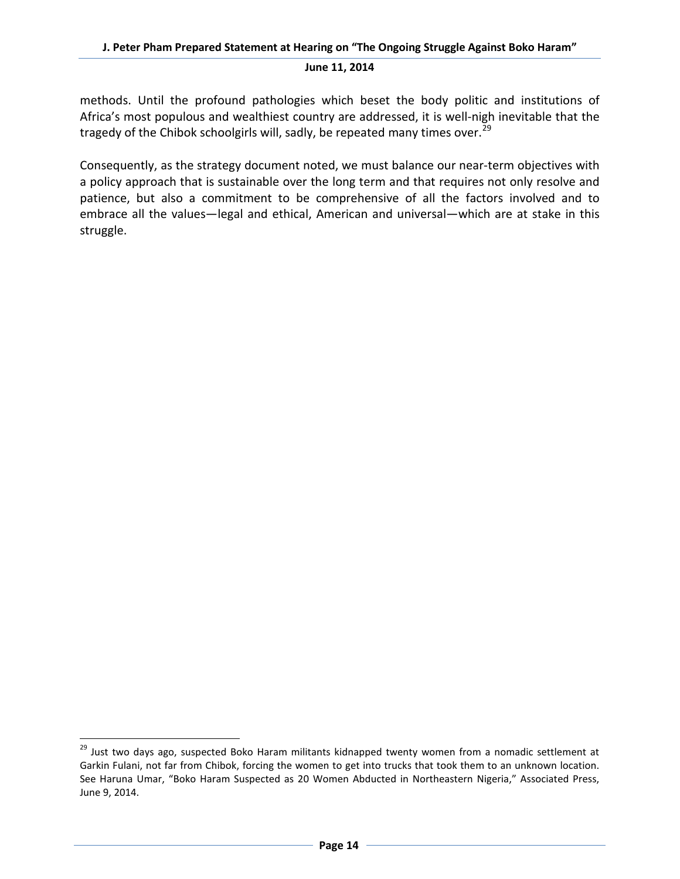methods. Until the profound pathologies which beset the body politic and institutions of Africa's most populous and wealthiest country are addressed, it is well-nigh inevitable that the tragedy of the Chibok schoolgirls will, sadly, be repeated many times over.[29]

Consequently, as the strategy document noted, we must balance our near-term objectives with a policy approach that is sustainable over the long term and that requires not only resolve and patience, but also a commitment to be comprehensive of all the factors involved and to embrace all the values—legal and ethical, American and universal—which are at stake in this struggle.

---

[29] Just two days ago, suspected Boko Haram militants kidnapped twenty women from a nomadic settlement at Garkin Fulani, not far from Chibok, forcing the women to get into trucks that took them to an unknown location. See Haruna Umar, "Boko Haram Suspected as 20 Women Abducted in Northeastern Nigeria," Associated Press, June 9, 2014.